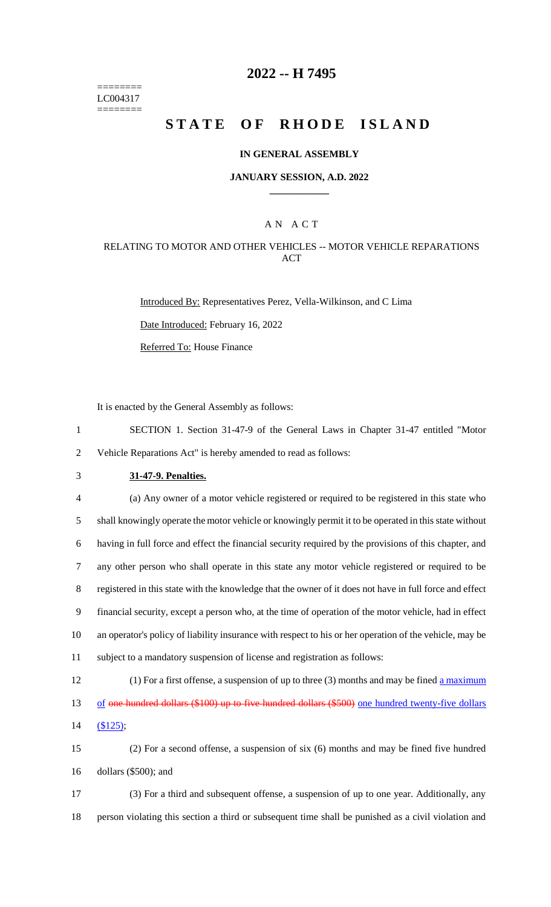========
LC004317
========

# 2022 -- H 7495

# STATE OF RHODE ISLAND

### IN GENERAL ASSEMBLY

### JANUARY SESSION, A.D. 2022

### A N A C T

### RELATING TO MOTOR AND OTHER VEHICLES -- MOTOR VEHICLE REPARATIONS ACT

Introduced By: Representatives Perez, Vella-Wilkinson, and C Lima

Date Introduced: February 16, 2022

Referred To: House Finance

It is enacted by the General Assembly as follows:

1 SECTION 1. Section 31-47-9 of the General Laws in Chapter 31-47 entitled "Motor
2 Vehicle Reparations Act" is hereby amended to read as follows:

3 **31-47-9. Penalties.**

4 (a) Any owner of a motor vehicle registered or required to be registered in this state who
5 shall knowingly operate the motor vehicle or knowingly permit it to be operated in this state without
6 having in full force and effect the financial security required by the provisions of this chapter, and
7 any other person who shall operate in this state any motor vehicle registered or required to be
8 registered in this state with the knowledge that the owner of it does not have in full force and effect
9 financial security, except a person who, at the time of operation of the motor vehicle, had in effect
10 an operator's policy of liability insurance with respect to his or her operation of the vehicle, may be
11 subject to a mandatory suspension of license and registration as follows:

12 (1) For a first offense, a suspension of up to three (3) months and may be fined a maximum
13 of ~~one hundred dollars ($100) up to five hundred dollars ($500)~~ one hundred twenty-five dollars
14 ($125);

15 (2) For a second offense, a suspension of six (6) months and may be fined five hundred
16 dollars ($500); and

17 (3) For a third and subsequent offense, a suspension of up to one year. Additionally, any
18 person violating this section a third or subsequent time shall be punished as a civil violation and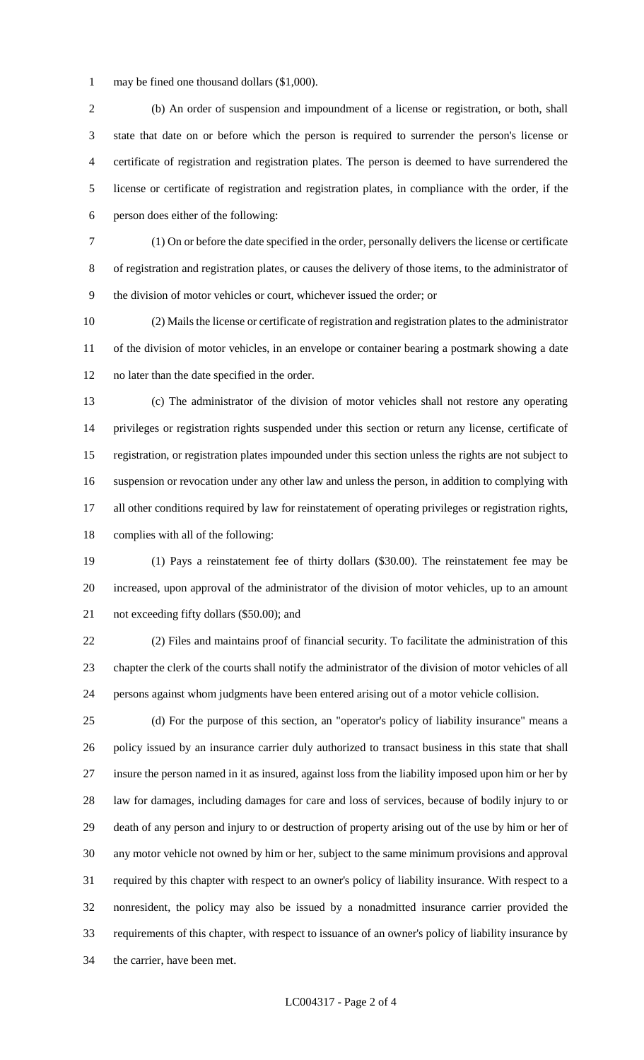may be fined one thousand dollars ($1,000).

(b) An order of suspension and impoundment of a license or registration, or both, shall state that date on or before which the person is required to surrender the person's license or certificate of registration and registration plates. The person is deemed to have surrendered the license or certificate of registration and registration plates, in compliance with the order, if the person does either of the following:

(1) On or before the date specified in the order, personally delivers the license or certificate of registration and registration plates, or causes the delivery of those items, to the administrator of the division of motor vehicles or court, whichever issued the order; or

(2) Mails the license or certificate of registration and registration plates to the administrator of the division of motor vehicles, in an envelope or container bearing a postmark showing a date no later than the date specified in the order.

(c) The administrator of the division of motor vehicles shall not restore any operating privileges or registration rights suspended under this section or return any license, certificate of registration, or registration plates impounded under this section unless the rights are not subject to suspension or revocation under any other law and unless the person, in addition to complying with all other conditions required by law for reinstatement of operating privileges or registration rights, complies with all of the following:

(1) Pays a reinstatement fee of thirty dollars ($30.00). The reinstatement fee may be increased, upon approval of the administrator of the division of motor vehicles, up to an amount not exceeding fifty dollars ($50.00); and

(2) Files and maintains proof of financial security. To facilitate the administration of this chapter the clerk of the courts shall notify the administrator of the division of motor vehicles of all persons against whom judgments have been entered arising out of a motor vehicle collision.

(d) For the purpose of this section, an "operator's policy of liability insurance" means a policy issued by an insurance carrier duly authorized to transact business in this state that shall insure the person named in it as insured, against loss from the liability imposed upon him or her by law for damages, including damages for care and loss of services, because of bodily injury to or death of any person and injury to or destruction of property arising out of the use by him or her of any motor vehicle not owned by him or her, subject to the same minimum provisions and approval required by this chapter with respect to an owner's policy of liability insurance. With respect to a nonresident, the policy may also be issued by a nonadmitted insurance carrier provided the requirements of this chapter, with respect to issuance of an owner's policy of liability insurance by the carrier, have been met.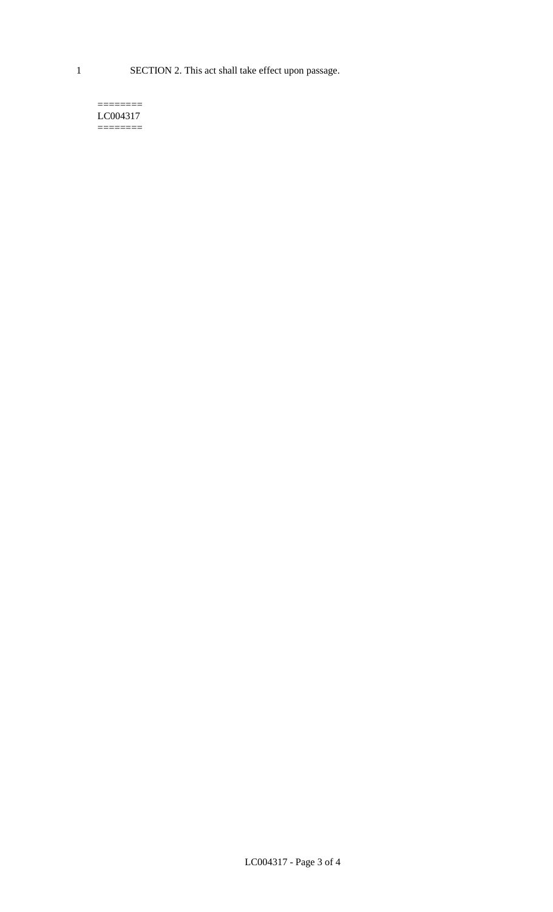1 SECTION 2. This act shall take effect upon passage.

========
LC004317
========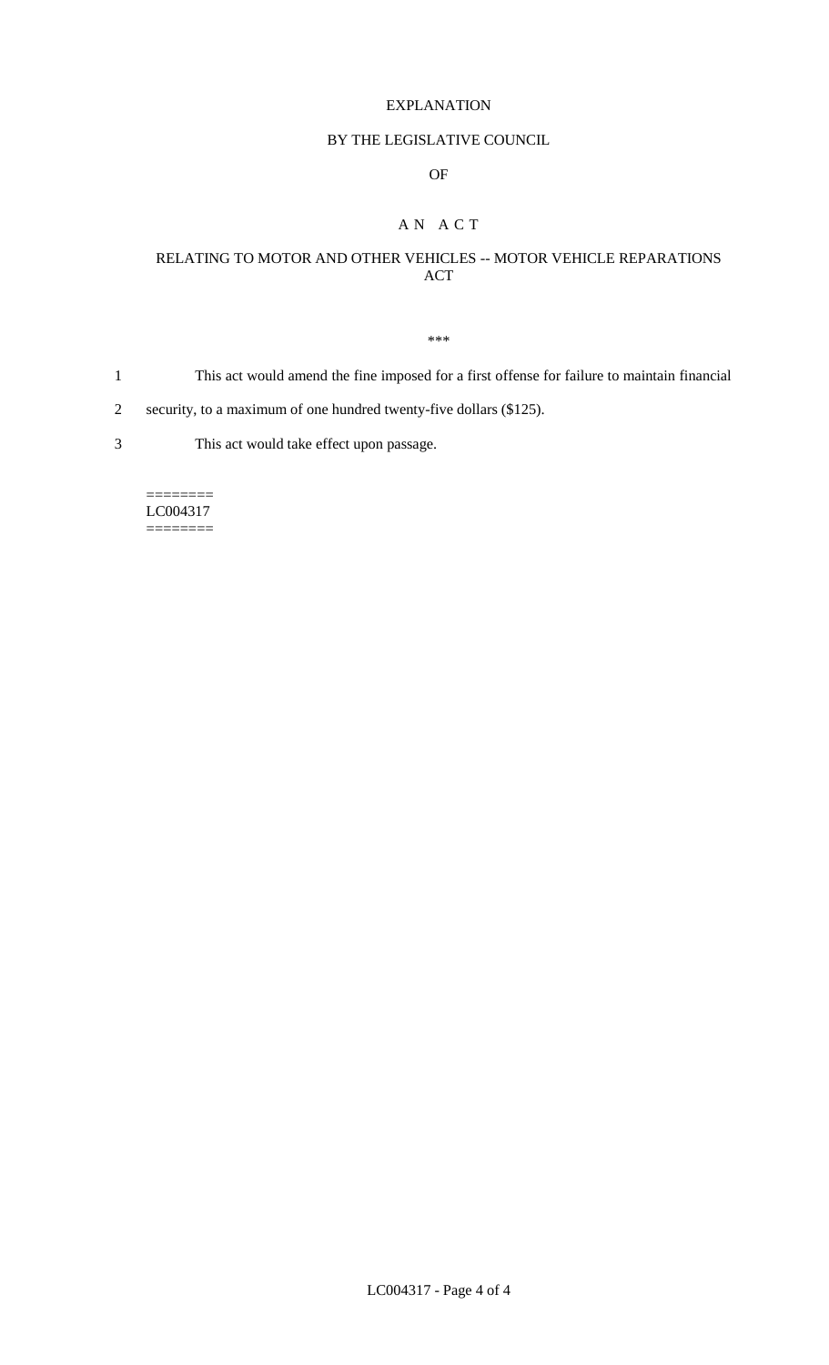EXPLANATION

BY THE LEGISLATIVE COUNCIL

OF

A N A C T

RELATING TO MOTOR AND OTHER VEHICLES -- MOTOR VEHICLE REPARATIONS ACT

***

1 This act would amend the fine imposed for a first offense for failure to maintain financial

2 security, to a maximum of one hundred twenty-five dollars ($125).

3 This act would take effect upon passage.

========
LC004317
========